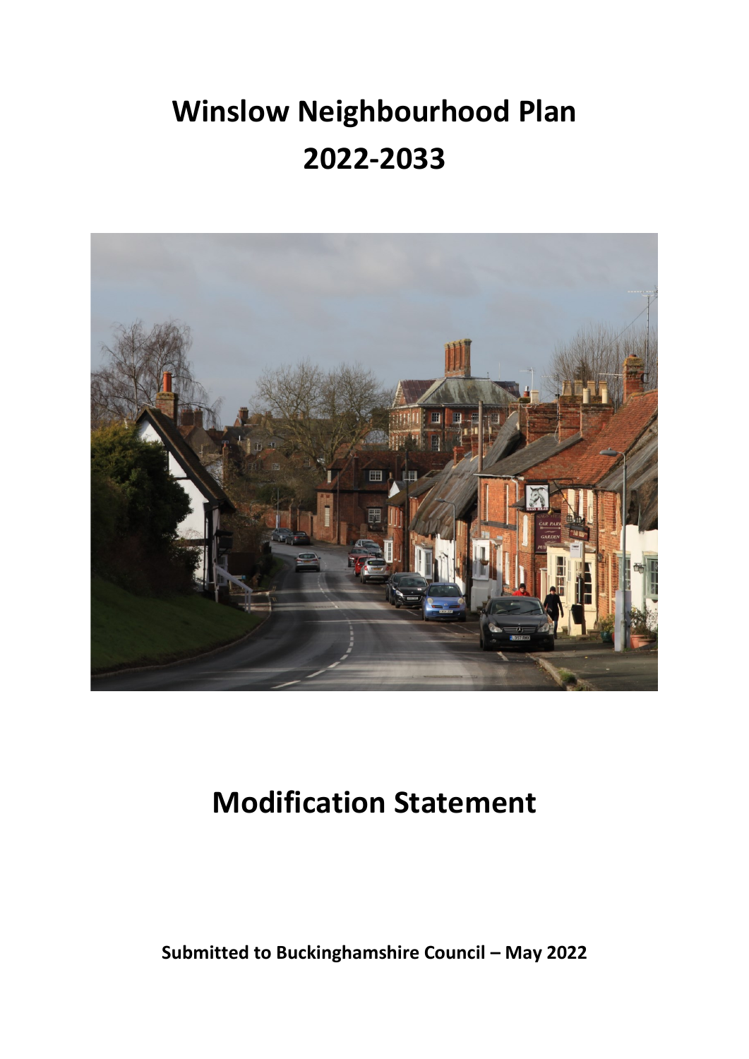# Winslow Neighbourhood Plan 2022-2033

# Modification Statement

**Submitted to Buckinghamshire Council – May 2022**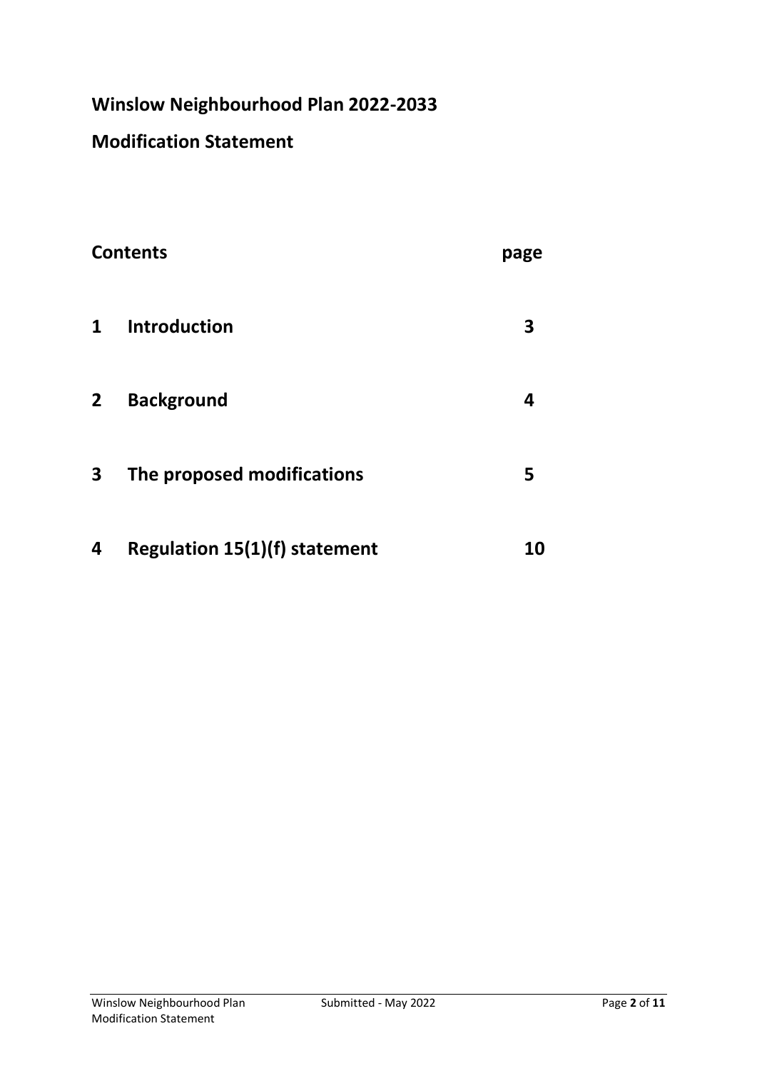# Winslow Neighbourhood Plan 2022-2033

## Modification Statement

| Contents | | page |
|---|---|---|
| 1 | Introduction | 3 |
| 2 | Background | 4 |
| 3 | The proposed modifications | 5 |
| 4 | Regulation 15(1)(f) statement | 10 |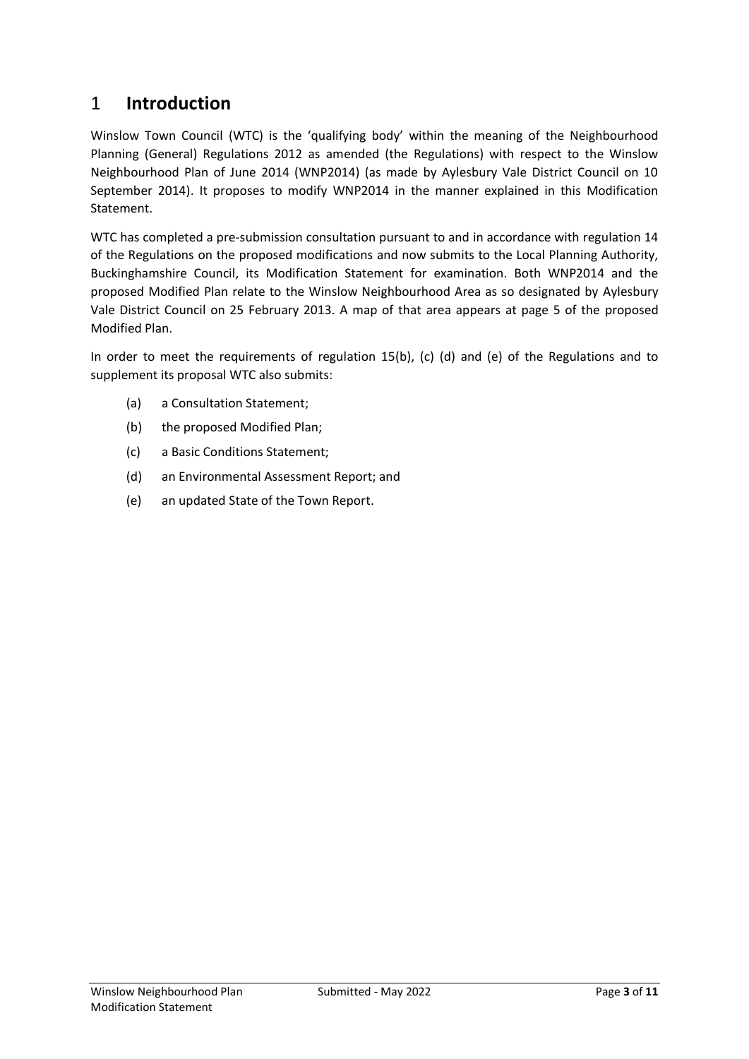# 1 Introduction

Winslow Town Council (WTC) is the 'qualifying body' within the meaning of the Neighbourhood Planning (General) Regulations 2012 as amended (the Regulations) with respect to the Winslow Neighbourhood Plan of June 2014 (WNP2014) (as made by Aylesbury Vale District Council on 10 September 2014). It proposes to modify WNP2014 in the manner explained in this Modification Statement.

WTC has completed a pre-submission consultation pursuant to and in accordance with regulation 14 of the Regulations on the proposed modifications and now submits to the Local Planning Authority, Buckinghamshire Council, its Modification Statement for examination. Both WNP2014 and the proposed Modified Plan relate to the Winslow Neighbourhood Area as so designated by Aylesbury Vale District Council on 25 February 2013. A map of that area appears at page 5 of the proposed Modified Plan.

In order to meet the requirements of regulation 15(b), (c) (d) and (e) of the Regulations and to supplement its proposal WTC also submits:

(a) a Consultation Statement;

(b) the proposed Modified Plan;

(c) a Basic Conditions Statement;

(d) an Environmental Assessment Report; and

(e) an updated State of the Town Report.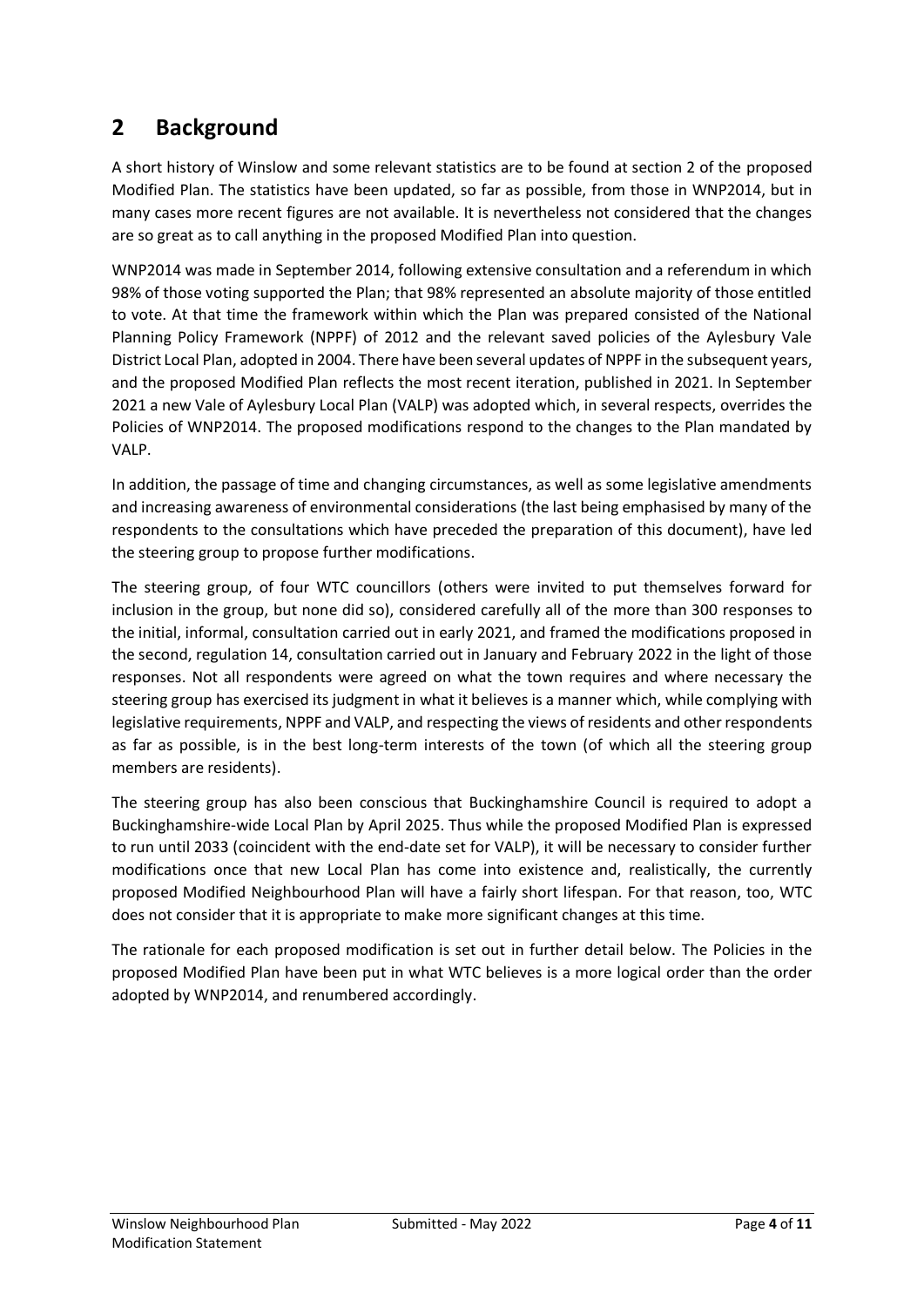## 2 Background

A short history of Winslow and some relevant statistics are to be found at section 2 of the proposed Modified Plan. The statistics have been updated, so far as possible, from those in WNP2014, but in many cases more recent figures are not available. It is nevertheless not considered that the changes are so great as to call anything in the proposed Modified Plan into question.

WNP2014 was made in September 2014, following extensive consultation and a referendum in which 98% of those voting supported the Plan; that 98% represented an absolute majority of those entitled to vote. At that time the framework within which the Plan was prepared consisted of the National Planning Policy Framework (NPPF) of 2012 and the relevant saved policies of the Aylesbury Vale District Local Plan, adopted in 2004. There have been several updates of NPPF in the subsequent years, and the proposed Modified Plan reflects the most recent iteration, published in 2021. In September 2021 a new Vale of Aylesbury Local Plan (VALP) was adopted which, in several respects, overrides the Policies of WNP2014. The proposed modifications respond to the changes to the Plan mandated by VALP.

In addition, the passage of time and changing circumstances, as well as some legislative amendments and increasing awareness of environmental considerations (the last being emphasised by many of the respondents to the consultations which have preceded the preparation of this document), have led the steering group to propose further modifications.

The steering group, of four WTC councillors (others were invited to put themselves forward for inclusion in the group, but none did so), considered carefully all of the more than 300 responses to the initial, informal, consultation carried out in early 2021, and framed the modifications proposed in the second, regulation 14, consultation carried out in January and February 2022 in the light of those responses. Not all respondents were agreed on what the town requires and where necessary the steering group has exercised its judgment in what it believes is a manner which, while complying with legislative requirements, NPPF and VALP, and respecting the views of residents and other respondents as far as possible, is in the best long-term interests of the town (of which all the steering group members are residents).

The steering group has also been conscious that Buckinghamshire Council is required to adopt a Buckinghamshire-wide Local Plan by April 2025. Thus while the proposed Modified Plan is expressed to run until 2033 (coincident with the end-date set for VALP), it will be necessary to consider further modifications once that new Local Plan has come into existence and, realistically, the currently proposed Modified Neighbourhood Plan will have a fairly short lifespan. For that reason, too, WTC does not consider that it is appropriate to make more significant changes at this time.

The rationale for each proposed modification is set out in further detail below. The Policies in the proposed Modified Plan have been put in what WTC believes is a more logical order than the order adopted by WNP2014, and renumbered accordingly.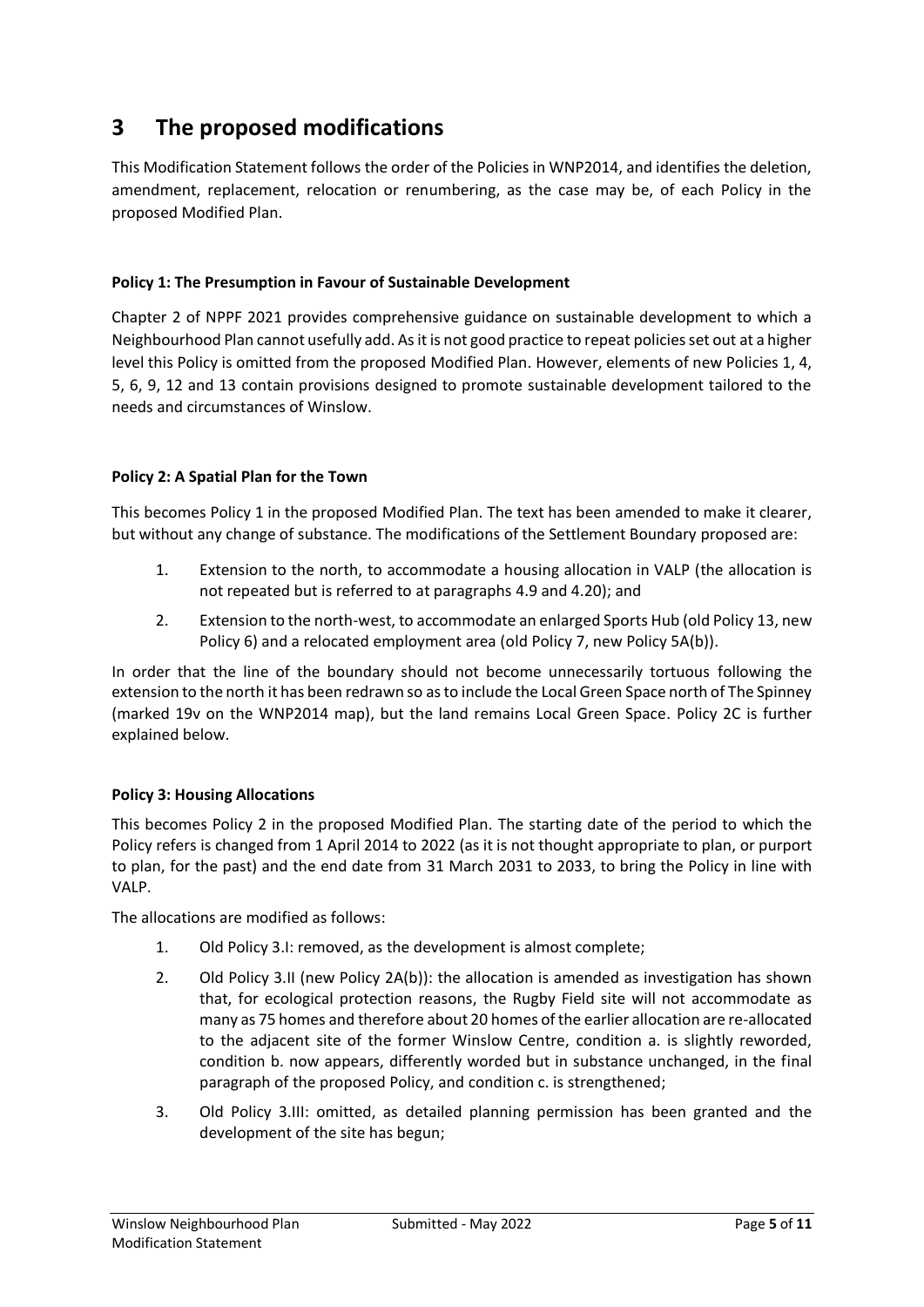## 3 The proposed modifications

This Modification Statement follows the order of the Policies in WNP2014, and identifies the deletion, amendment, replacement, relocation or renumbering, as the case may be, of each Policy in the proposed Modified Plan.

**Policy 1: The Presumption in Favour of Sustainable Development**

Chapter 2 of NPPF 2021 provides comprehensive guidance on sustainable development to which a Neighbourhood Plan cannot usefully add. As it is not good practice to repeat policies set out at a higher level this Policy is omitted from the proposed Modified Plan. However, elements of new Policies 1, 4, 5, 6, 9, 12 and 13 contain provisions designed to promote sustainable development tailored to the needs and circumstances of Winslow.

**Policy 2: A Spatial Plan for the Town**

This becomes Policy 1 in the proposed Modified Plan. The text has been amended to make it clearer, but without any change of substance. The modifications of the Settlement Boundary proposed are:

1. Extension to the north, to accommodate a housing allocation in VALP (the allocation is not repeated but is referred to at paragraphs 4.9 and 4.20); and
2. Extension to the north-west, to accommodate an enlarged Sports Hub (old Policy 13, new Policy 6) and a relocated employment area (old Policy 7, new Policy 5A(b)).

In order that the line of the boundary should not become unnecessarily tortuous following the extension to the north it has been redrawn so as to include the Local Green Space north of The Spinney (marked 19v on the WNP2014 map), but the land remains Local Green Space. Policy 2C is further explained below.

**Policy 3: Housing Allocations**

This becomes Policy 2 in the proposed Modified Plan. The starting date of the period to which the Policy refers is changed from 1 April 2014 to 2022 (as it is not thought appropriate to plan, or purport to plan, for the past) and the end date from 31 March 2031 to 2033, to bring the Policy in line with VALP.

The allocations are modified as follows:

1. Old Policy 3.I: removed, as the development is almost complete;
2. Old Policy 3.II (new Policy 2A(b)): the allocation is amended as investigation has shown that, for ecological protection reasons, the Rugby Field site will not accommodate as many as 75 homes and therefore about 20 homes of the earlier allocation are re-allocated to the adjacent site of the former Winslow Centre, condition a. is slightly reworded, condition b. now appears, differently worded but in substance unchanged, in the final paragraph of the proposed Policy, and condition c. is strengthened;
3. Old Policy 3.III: omitted, as detailed planning permission has been granted and the development of the site has begun;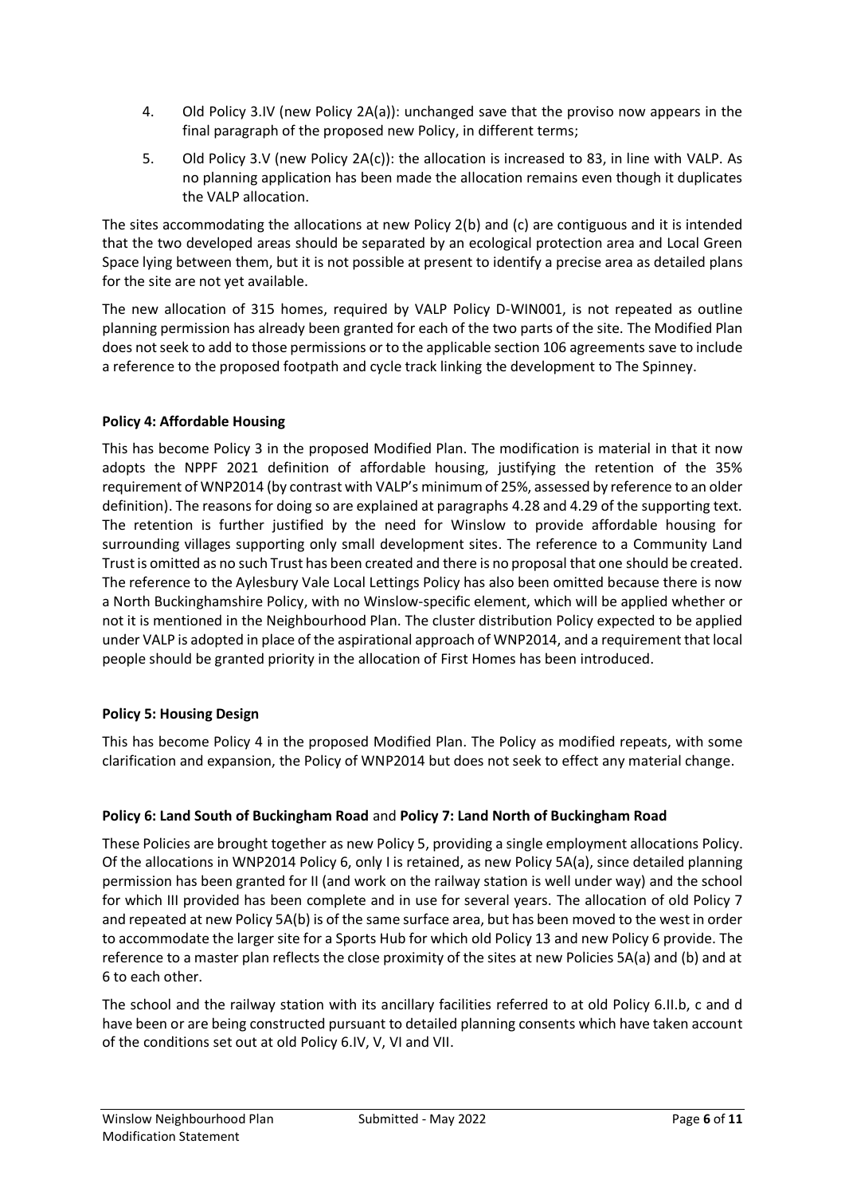4. Old Policy 3.IV (new Policy 2A(a)): unchanged save that the proviso now appears in the final paragraph of the proposed new Policy, in different terms;
5. Old Policy 3.V (new Policy 2A(c)): the allocation is increased to 83, in line with VALP. As no planning application has been made the allocation remains even though it duplicates the VALP allocation.

The sites accommodating the allocations at new Policy 2(b) and (c) are contiguous and it is intended that the two developed areas should be separated by an ecological protection area and Local Green Space lying between them, but it is not possible at present to identify a precise area as detailed plans for the site are not yet available.

The new allocation of 315 homes, required by VALP Policy D-WIN001, is not repeated as outline planning permission has already been granted for each of the two parts of the site. The Modified Plan does not seek to add to those permissions or to the applicable section 106 agreements save to include a reference to the proposed footpath and cycle track linking the development to The Spinney.

**Policy 4: Affordable Housing**

This has become Policy 3 in the proposed Modified Plan. The modification is material in that it now adopts the NPPF 2021 definition of affordable housing, justifying the retention of the 35% requirement of WNP2014 (by contrast with VALP's minimum of 25%, assessed by reference to an older definition). The reasons for doing so are explained at paragraphs 4.28 and 4.29 of the supporting text. The retention is further justified by the need for Winslow to provide affordable housing for surrounding villages supporting only small development sites. The reference to a Community Land Trust is omitted as no such Trust has been created and there is no proposal that one should be created. The reference to the Aylesbury Vale Local Lettings Policy has also been omitted because there is now a North Buckinghamshire Policy, with no Winslow-specific element, which will be applied whether or not it is mentioned in the Neighbourhood Plan. The cluster distribution Policy expected to be applied under VALP is adopted in place of the aspirational approach of WNP2014, and a requirement that local people should be granted priority in the allocation of First Homes has been introduced.

**Policy 5: Housing Design**

This has become Policy 4 in the proposed Modified Plan. The Policy as modified repeats, with some clarification and expansion, the Policy of WNP2014 but does not seek to effect any material change.

**Policy 6: Land South of Buckingham Road** and **Policy 7: Land North of Buckingham Road**

These Policies are brought together as new Policy 5, providing a single employment allocations Policy. Of the allocations in WNP2014 Policy 6, only I is retained, as new Policy 5A(a), since detailed planning permission has been granted for II (and work on the railway station is well under way) and the school for which III provided has been complete and in use for several years. The allocation of old Policy 7 and repeated at new Policy 5A(b) is of the same surface area, but has been moved to the west in order to accommodate the larger site for a Sports Hub for which old Policy 13 and new Policy 6 provide. The reference to a master plan reflects the close proximity of the sites at new Policies 5A(a) and (b) and at 6 to each other.

The school and the railway station with its ancillary facilities referred to at old Policy 6.II.b, c and d have been or are being constructed pursuant to detailed planning consents which have taken account of the conditions set out at old Policy 6.IV, V, VI and VII.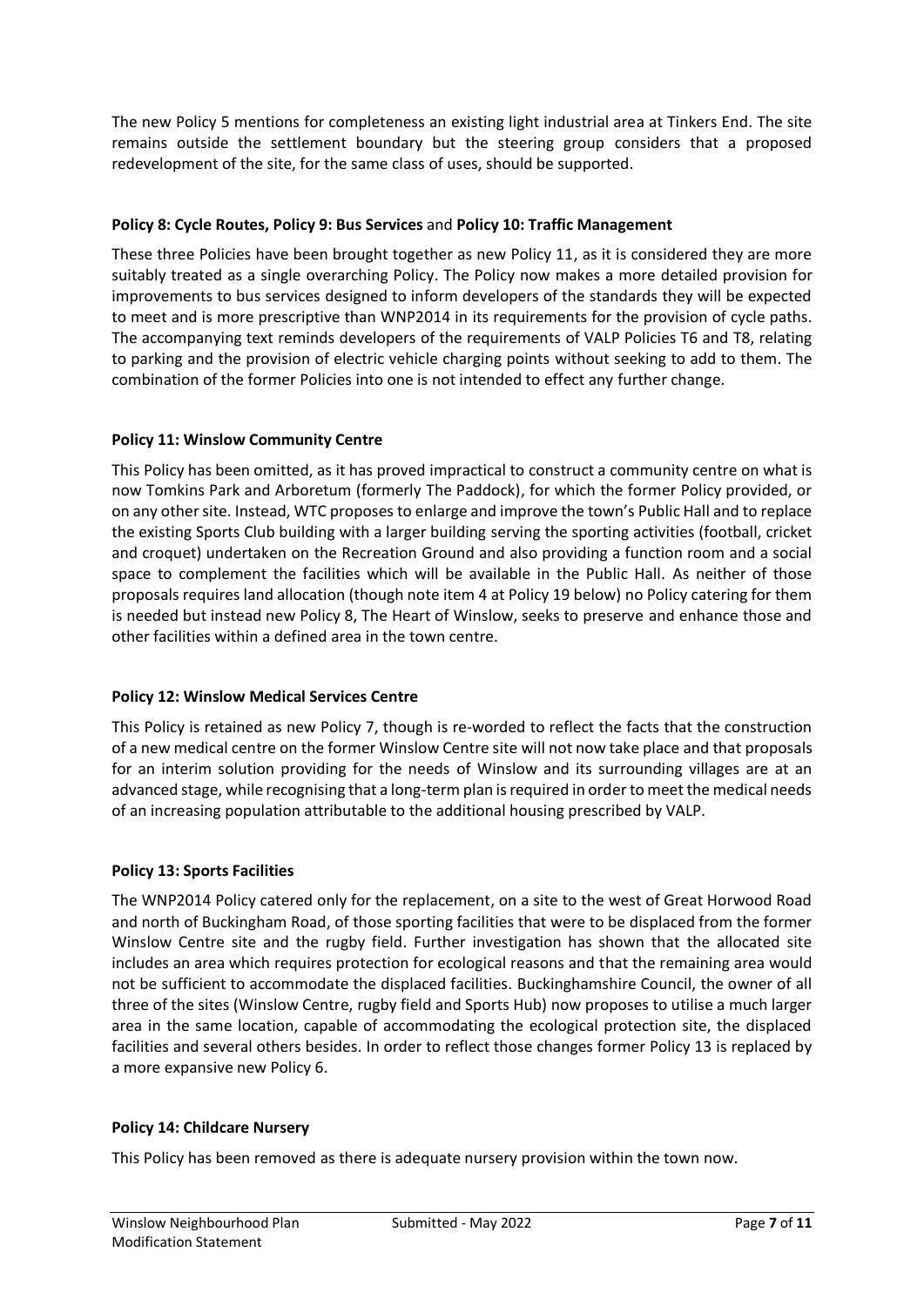The new Policy 5 mentions for completeness an existing light industrial area at Tinkers End. The site remains outside the settlement boundary but the steering group considers that a proposed redevelopment of the site, for the same class of uses, should be supported.

**Policy 8: Cycle Routes, Policy 9: Bus Services** and **Policy 10: Traffic Management**

These three Policies have been brought together as new Policy 11, as it is considered they are more suitably treated as a single overarching Policy. The Policy now makes a more detailed provision for improvements to bus services designed to inform developers of the standards they will be expected to meet and is more prescriptive than WNP2014 in its requirements for the provision of cycle paths. The accompanying text reminds developers of the requirements of VALP Policies T6 and T8, relating to parking and the provision of electric vehicle charging points without seeking to add to them. The combination of the former Policies into one is not intended to effect any further change.

**Policy 11: Winslow Community Centre**

This Policy has been omitted, as it has proved impractical to construct a community centre on what is now Tomkins Park and Arboretum (formerly The Paddock), for which the former Policy provided, or on any other site. Instead, WTC proposes to enlarge and improve the town's Public Hall and to replace the existing Sports Club building with a larger building serving the sporting activities (football, cricket and croquet) undertaken on the Recreation Ground and also providing a function room and a social space to complement the facilities which will be available in the Public Hall. As neither of those proposals requires land allocation (though note item 4 at Policy 19 below) no Policy catering for them is needed but instead new Policy 8, The Heart of Winslow, seeks to preserve and enhance those and other facilities within a defined area in the town centre.

**Policy 12: Winslow Medical Services Centre**

This Policy is retained as new Policy 7, though is re-worded to reflect the facts that the construction of a new medical centre on the former Winslow Centre site will not now take place and that proposals for an interim solution providing for the needs of Winslow and its surrounding villages are at an advanced stage, while recognising that a long-term plan is required in order to meet the medical needs of an increasing population attributable to the additional housing prescribed by VALP.

**Policy 13: Sports Facilities**

The WNP2014 Policy catered only for the replacement, on a site to the west of Great Horwood Road and north of Buckingham Road, of those sporting facilities that were to be displaced from the former Winslow Centre site and the rugby field. Further investigation has shown that the allocated site includes an area which requires protection for ecological reasons and that the remaining area would not be sufficient to accommodate the displaced facilities. Buckinghamshire Council, the owner of all three of the sites (Winslow Centre, rugby field and Sports Hub) now proposes to utilise a much larger area in the same location, capable of accommodating the ecological protection site, the displaced facilities and several others besides. In order to reflect those changes former Policy 13 is replaced by a more expansive new Policy 6.

**Policy 14: Childcare Nursery**

This Policy has been removed as there is adequate nursery provision within the town now.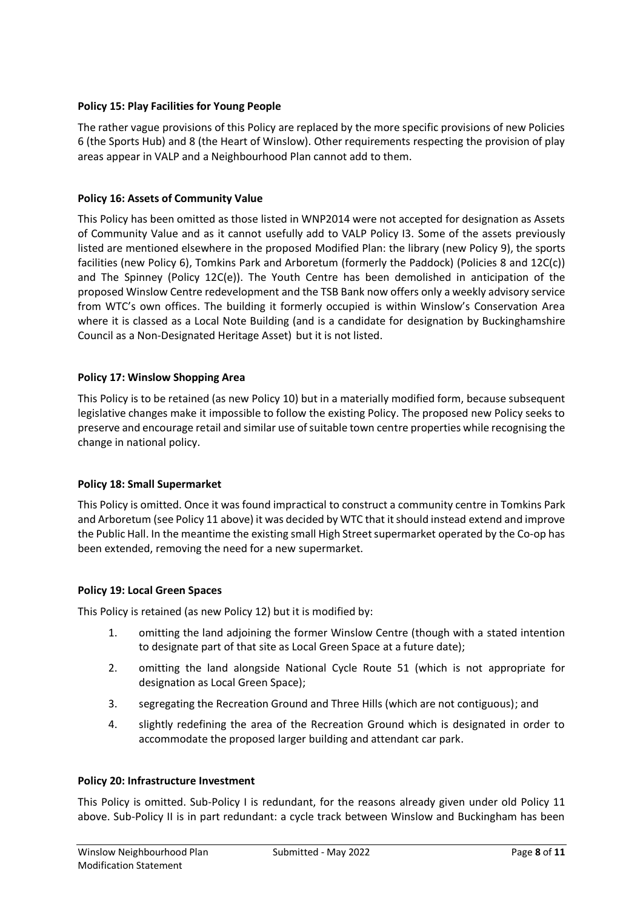**Policy 15: Play Facilities for Young People**

The rather vague provisions of this Policy are replaced by the more specific provisions of new Policies 6 (the Sports Hub) and 8 (the Heart of Winslow). Other requirements respecting the provision of play areas appear in VALP and a Neighbourhood Plan cannot add to them.

**Policy 16: Assets of Community Value**

This Policy has been omitted as those listed in WNP2014 were not accepted for designation as Assets of Community Value and as it cannot usefully add to VALP Policy I3. Some of the assets previously listed are mentioned elsewhere in the proposed Modified Plan: the library (new Policy 9), the sports facilities (new Policy 6), Tomkins Park and Arboretum (formerly the Paddock) (Policies 8 and 12C(c)) and The Spinney (Policy 12C(e)). The Youth Centre has been demolished in anticipation of the proposed Winslow Centre redevelopment and the TSB Bank now offers only a weekly advisory service from WTC's own offices. The building it formerly occupied is within Winslow's Conservation Area where it is classed as a Local Note Building (and is a candidate for designation by Buckinghamshire Council as a Non-Designated Heritage Asset) but it is not listed.

**Policy 17: Winslow Shopping Area**

This Policy is to be retained (as new Policy 10) but in a materially modified form, because subsequent legislative changes make it impossible to follow the existing Policy. The proposed new Policy seeks to preserve and encourage retail and similar use of suitable town centre properties while recognising the change in national policy.

**Policy 18: Small Supermarket**

This Policy is omitted. Once it was found impractical to construct a community centre in Tomkins Park and Arboretum (see Policy 11 above) it was decided by WTC that it should instead extend and improve the Public Hall. In the meantime the existing small High Street supermarket operated by the Co-op has been extended, removing the need for a new supermarket.

**Policy 19: Local Green Spaces**

This Policy is retained (as new Policy 12) but it is modified by:

1. omitting the land adjoining the former Winslow Centre (though with a stated intention to designate part of that site as Local Green Space at a future date);
2. omitting the land alongside National Cycle Route 51 (which is not appropriate for designation as Local Green Space);
3. segregating the Recreation Ground and Three Hills (which are not contiguous); and
4. slightly redefining the area of the Recreation Ground which is designated in order to accommodate the proposed larger building and attendant car park.

**Policy 20: Infrastructure Investment**

This Policy is omitted. Sub-Policy I is redundant, for the reasons already given under old Policy 11 above. Sub-Policy II is in part redundant: a cycle track between Winslow and Buckingham has been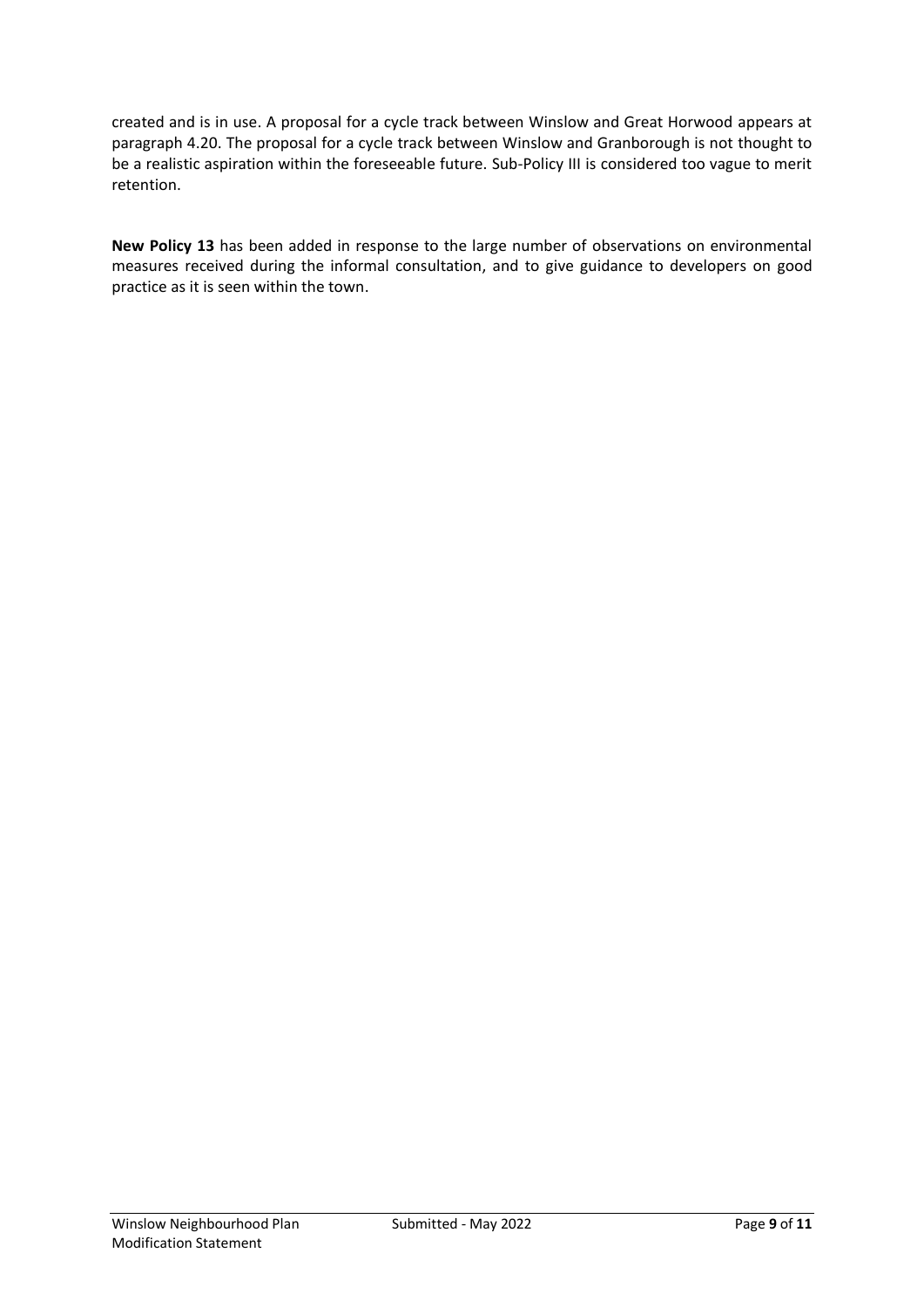created and is in use. A proposal for a cycle track between Winslow and Great Horwood appears at paragraph 4.20. The proposal for a cycle track between Winslow and Granborough is not thought to be a realistic aspiration within the foreseeable future. Sub-Policy III is considered too vague to merit retention.

**New Policy 13** has been added in response to the large number of observations on environmental measures received during the informal consultation, and to give guidance to developers on good practice as it is seen within the town.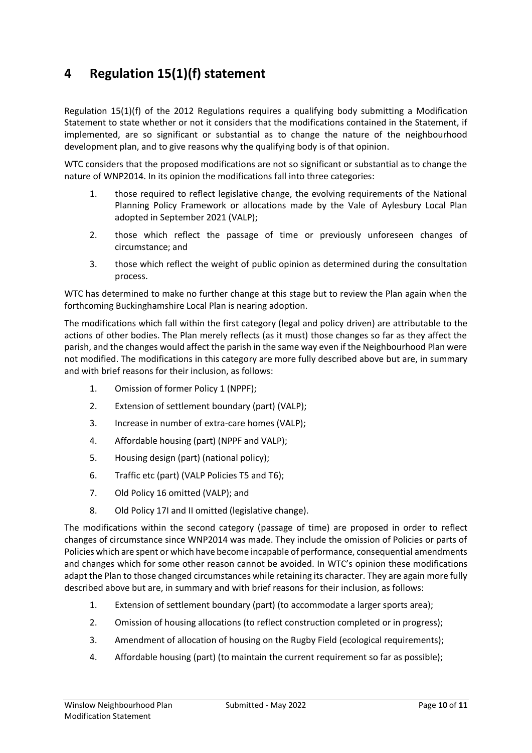# 4 Regulation 15(1)(f) statement

Regulation 15(1)(f) of the 2012 Regulations requires a qualifying body submitting a Modification Statement to state whether or not it considers that the modifications contained in the Statement, if implemented, are so significant or substantial as to change the nature of the neighbourhood development plan, and to give reasons why the qualifying body is of that opinion.

WTC considers that the proposed modifications are not so significant or substantial as to change the nature of WNP2014. In its opinion the modifications fall into three categories:

1. those required to reflect legislative change, the evolving requirements of the National Planning Policy Framework or allocations made by the Vale of Aylesbury Local Plan adopted in September 2021 (VALP);
2. those which reflect the passage of time or previously unforeseen changes of circumstance; and
3. those which reflect the weight of public opinion as determined during the consultation process.

WTC has determined to make no further change at this stage but to review the Plan again when the forthcoming Buckinghamshire Local Plan is nearing adoption.

The modifications which fall within the first category (legal and policy driven) are attributable to the actions of other bodies. The Plan merely reflects (as it must) those changes so far as they affect the parish, and the changes would affect the parish in the same way even if the Neighbourhood Plan were not modified. The modifications in this category are more fully described above but are, in summary and with brief reasons for their inclusion, as follows:

1. Omission of former Policy 1 (NPPF);
2. Extension of settlement boundary (part) (VALP);
3. Increase in number of extra-care homes (VALP);
4. Affordable housing (part) (NPPF and VALP);
5. Housing design (part) (national policy);
6. Traffic etc (part) (VALP Policies T5 and T6);
7. Old Policy 16 omitted (VALP); and
8. Old Policy 17I and II omitted (legislative change).

The modifications within the second category (passage of time) are proposed in order to reflect changes of circumstance since WNP2014 was made. They include the omission of Policies or parts of Policies which are spent or which have become incapable of performance, consequential amendments and changes which for some other reason cannot be avoided. In WTC's opinion these modifications adapt the Plan to those changed circumstances while retaining its character. They are again more fully described above but are, in summary and with brief reasons for their inclusion, as follows:

1. Extension of settlement boundary (part) (to accommodate a larger sports area);
2. Omission of housing allocations (to reflect construction completed or in progress);
3. Amendment of allocation of housing on the Rugby Field (ecological requirements);
4. Affordable housing (part) (to maintain the current requirement so far as possible);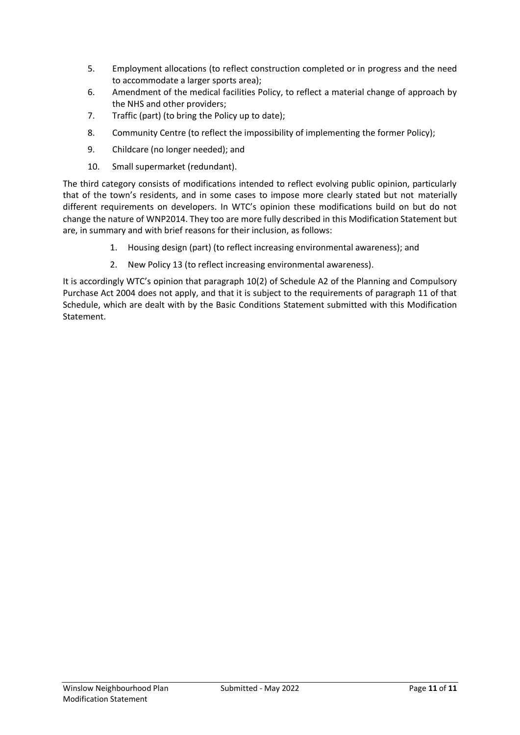5. Employment allocations (to reflect construction completed or in progress and the need to accommodate a larger sports area);
6. Amendment of the medical facilities Policy, to reflect a material change of approach by the NHS and other providers;
7. Traffic (part) (to bring the Policy up to date);
8. Community Centre (to reflect the impossibility of implementing the former Policy);
9. Childcare (no longer needed); and
10. Small supermarket (redundant).

The third category consists of modifications intended to reflect evolving public opinion, particularly that of the town's residents, and in some cases to impose more clearly stated but not materially different requirements on developers. In WTC's opinion these modifications build on but do not change the nature of WNP2014. They too are more fully described in this Modification Statement but are, in summary and with brief reasons for their inclusion, as follows:

1. Housing design (part) (to reflect increasing environmental awareness); and
2. New Policy 13 (to reflect increasing environmental awareness).

It is accordingly WTC's opinion that paragraph 10(2) of Schedule A2 of the Planning and Compulsory Purchase Act 2004 does not apply, and that it is subject to the requirements of paragraph 11 of that Schedule, which are dealt with by the Basic Conditions Statement submitted with this Modification Statement.